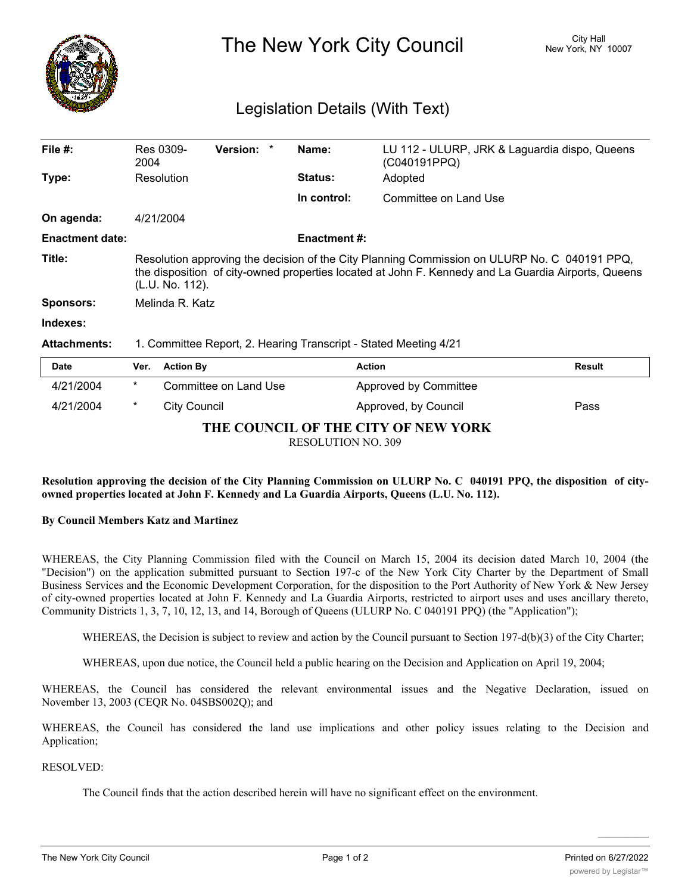# The New York City Council

City Hall
New York, NY 10007

## Legislation Details (With Text)

| | | | |
|---|---|---|---|
| **File #:** | Res 0309-2004 **Version:** * | **Name:** | LU 112 - ULURP, JRK & Laguardia dispo, Queens (C040191PPQ) |
| **Type:** | Resolution | **Status:** | Adopted |
| | | **In control:** | Committee on Land Use |
| **On agenda:** | 4/21/2004 | | |
| **Enactment date:** | | **Enactment #:** | |

**Title:** Resolution approving the decision of the City Planning Commission on ULURP No. C 040191 PPQ, the disposition of city-owned properties located at John F. Kennedy and La Guardia Airports, Queens (L.U. No. 112).

**Sponsors:** Melinda R. Katz

**Indexes:**

**Attachments:** 1. Committee Report, 2. Hearing Transcript - Stated Meeting 4/21

| Date | Ver. | Action By | Action | Result |
|---|---|---|---|---|
| 4/21/2004 | * | Committee on Land Use | Approved by Committee | |
| 4/21/2004 | * | City Council | Approved, by Council | Pass |

**THE COUNCIL OF THE CITY OF NEW YORK**

RESOLUTION NO. 309

**Resolution approving the decision of the City Planning Commission on ULURP No. C 040191 PPQ, the disposition of city-owned properties located at John F. Kennedy and La Guardia Airports, Queens (L.U. No. 112).**

**By Council Members Katz and Martinez**

WHEREAS, the City Planning Commission filed with the Council on March 15, 2004 its decision dated March 10, 2004 (the "Decision") on the application submitted pursuant to Section 197-c of the New York City Charter by the Department of Small Business Services and the Economic Development Corporation, for the disposition to the Port Authority of New York & New Jersey of city-owned properties located at John F. Kennedy and La Guardia Airports, restricted to airport uses and uses ancillary thereto, Community Districts 1, 3, 7, 10, 12, 13, and 14, Borough of Queens (ULURP No. C 040191 PPQ) (the "Application");

WHEREAS, the Decision is subject to review and action by the Council pursuant to Section 197-d(b)(3) of the City Charter;

WHEREAS, upon due notice, the Council held a public hearing on the Decision and Application on April 19, 2004;

WHEREAS, the Council has considered the relevant environmental issues and the Negative Declaration, issued on November 13, 2003 (CEQR No. 04SBS002Q); and

WHEREAS, the Council has considered the land use implications and other policy issues relating to the Decision and Application;

RESOLVED:

The Council finds that the action described herein will have no significant effect on the environment.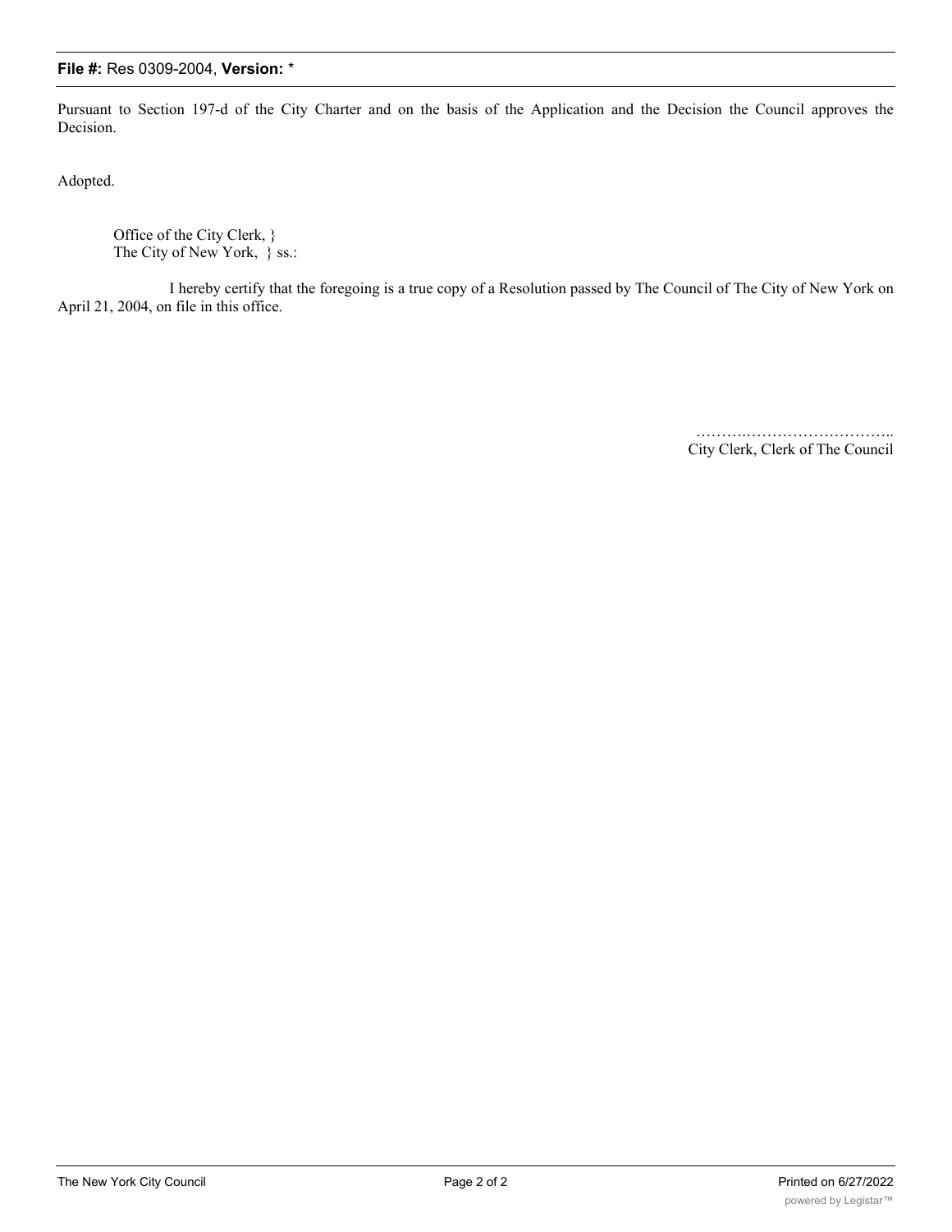Pursuant to Section 197-d of the City Charter and on the basis of the Application and the Decision the Council approves the Decision.

Adopted.

Office of the City Clerk, }
The City of New York, } ss.:

I hereby certify that the foregoing is a true copy of a Resolution passed by The Council of The City of New York on April 21, 2004, on file in this office.

……….………………………..
City Clerk, Clerk of The Council